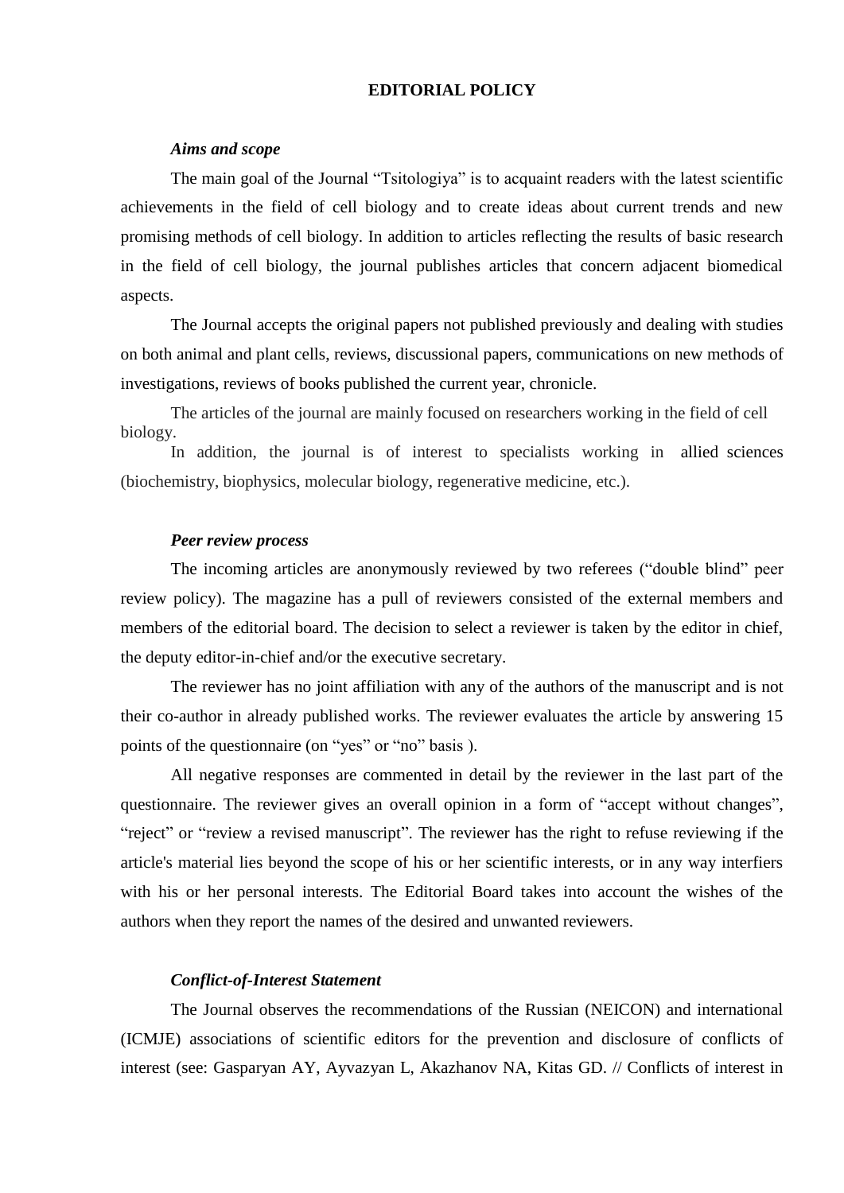# EDITORIAL POLICY

### *Aims and scope*

The main goal of the Journal "Tsitologiya" is to acquaint readers with the latest scientific achievements in the field of cell biology and to create ideas about current trends and new promising methods of cell biology. In addition to articles reflecting the results of basic research in the field of cell biology, the journal publishes articles that concern adjacent biomedical aspects.

The Journal accepts the original papers not published previously and dealing with studies on both animal and plant cells, reviews, discussional papers, communications on new methods of investigations, reviews of books published the current year, chronicle.

The articles of the journal are mainly focused on researchers working in the field of cell biology.

In addition, the journal is of interest to specialists working in allied sciences (biochemistry, biophysics, molecular biology, regenerative medicine, etc.).

### *Peer review process*

The incoming articles are anonymously reviewed by two referees ("double blind" peer review policy). The magazine has a pull of reviewers consisted of the external members and members of the editorial board. The decision to select a reviewer is taken by the editor in chief, the deputy editor-in-chief and/or the executive secretary.

The reviewer has no joint affiliation with any of the authors of the manuscript and is not their co-author in already published works. The reviewer evaluates the article by answering 15 points of the questionnaire (on "yes" or "no" basis ).

All negative responses are commented in detail by the reviewer in the last part of the questionnaire. The reviewer gives an overall opinion in a form of "accept without changes", "reject" or "review a revised manuscript". The reviewer has the right to refuse reviewing if the article's material lies beyond the scope of his or her scientific interests, or in any way interfiers with his or her personal interests. The Editorial Board takes into account the wishes of the authors when they report the names of the desired and unwanted reviewers.

### *Conflict-of-Interest Statement*

The Journal observes the recommendations of the Russian (NEICON) and international (ICMJE) associations of scientific editors for the prevention and disclosure of conflicts of interest (see: Gasparyan AY, Ayvazyan L, Akazhanov NA, Kitas GD. // Conflicts of interest in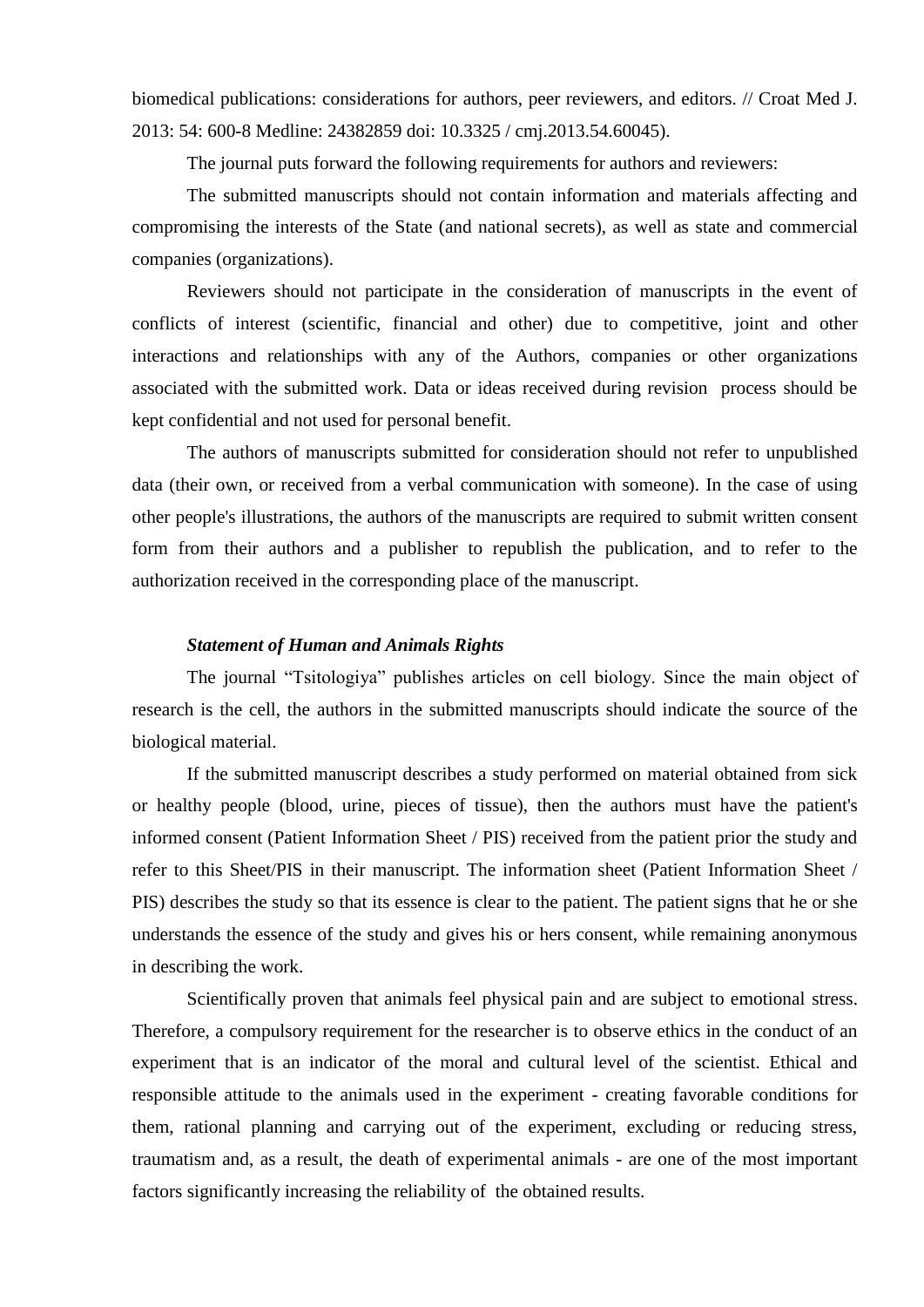biomedical publications: considerations for authors, peer reviewers, and editors. // Croat Med J. 2013: 54: 600-8 Medline: 24382859 doi: 10.3325 / cmj.2013.54.60045).

The journal puts forward the following requirements for authors and reviewers:

The submitted manuscripts should not contain information and materials affecting and compromising the interests of the State (and national secrets), as well as state and commercial companies (organizations).

Reviewers should not participate in the consideration of manuscripts in the event of conflicts of interest (scientific, financial and other) due to competitive, joint and other interactions and relationships with any of the Authors, companies or other organizations associated with the submitted work. Data or ideas received during revision process should be kept confidential and not used for personal benefit.

The authors of manuscripts submitted for consideration should not refer to unpublished data (their own, or received from a verbal communication with someone). In the case of using other people's illustrations, the authors of the manuscripts are required to submit written consent form from their authors and a publisher to republish the publication, and to refer to the authorization received in the corresponding place of the manuscript.

***Statement of Human and Animals Rights***

The journal "Tsitologiya" publishes articles on cell biology. Since the main object of research is the cell, the authors in the submitted manuscripts should indicate the source of the biological material.

If the submitted manuscript describes a study performed on material obtained from sick or healthy people (blood, urine, pieces of tissue), then the authors must have the patient's informed consent (Patient Information Sheet / PIS) received from the patient prior the study and refer to this Sheet/PIS in their manuscript. The information sheet (Patient Information Sheet / PIS) describes the study so that its essence is clear to the patient. The patient signs that he or she understands the essence of the study and gives his or hers consent, while remaining anonymous in describing the work.

Scientifically proven that animals feel physical pain and are subject to emotional stress. Therefore, a compulsory requirement for the researcher is to observe ethics in the conduct of an experiment that is an indicator of the moral and cultural level of the scientist. Ethical and responsible attitude to the animals used in the experiment - creating favorable conditions for them, rational planning and carrying out of the experiment, excluding or reducing stress, traumatism and, as a result, the death of experimental animals - are one of the most important factors significantly increasing the reliability of the obtained results.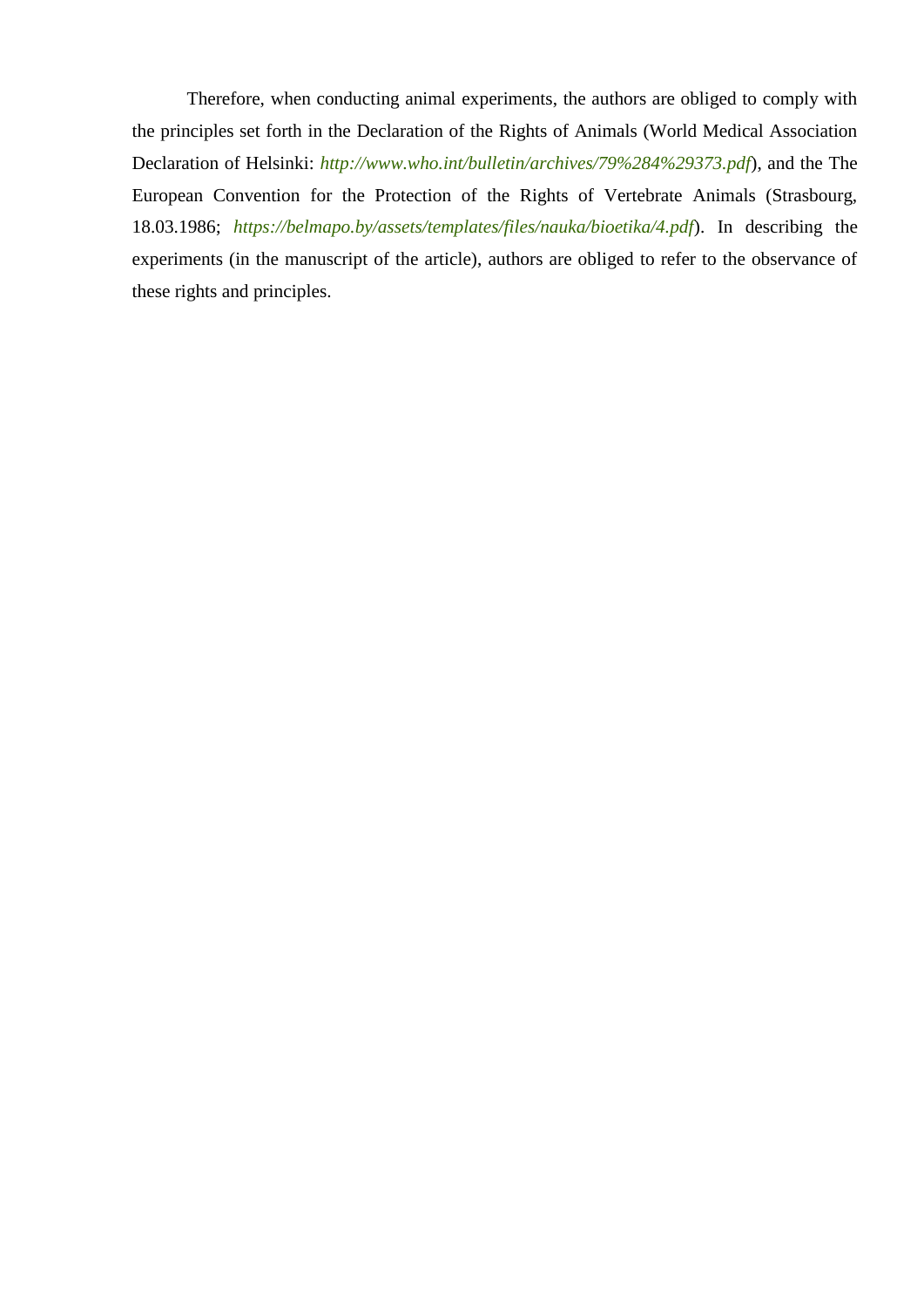Therefore, when conducting animal experiments, the authors are obliged to comply with the principles set forth in the Declaration of the Rights of Animals (World Medical Association Declaration of Helsinki: *http://www.who.int/bulletin/archives/79%284%29373.pdf*), and the The European Convention for the Protection of the Rights of Vertebrate Animals (Strasbourg, 18.03.1986; *https://belmapo.by/assets/templates/files/nauka/bioetika/4.pdf*). In describing the experiments (in the manuscript of the article), authors are obliged to refer to the observance of these rights and principles.